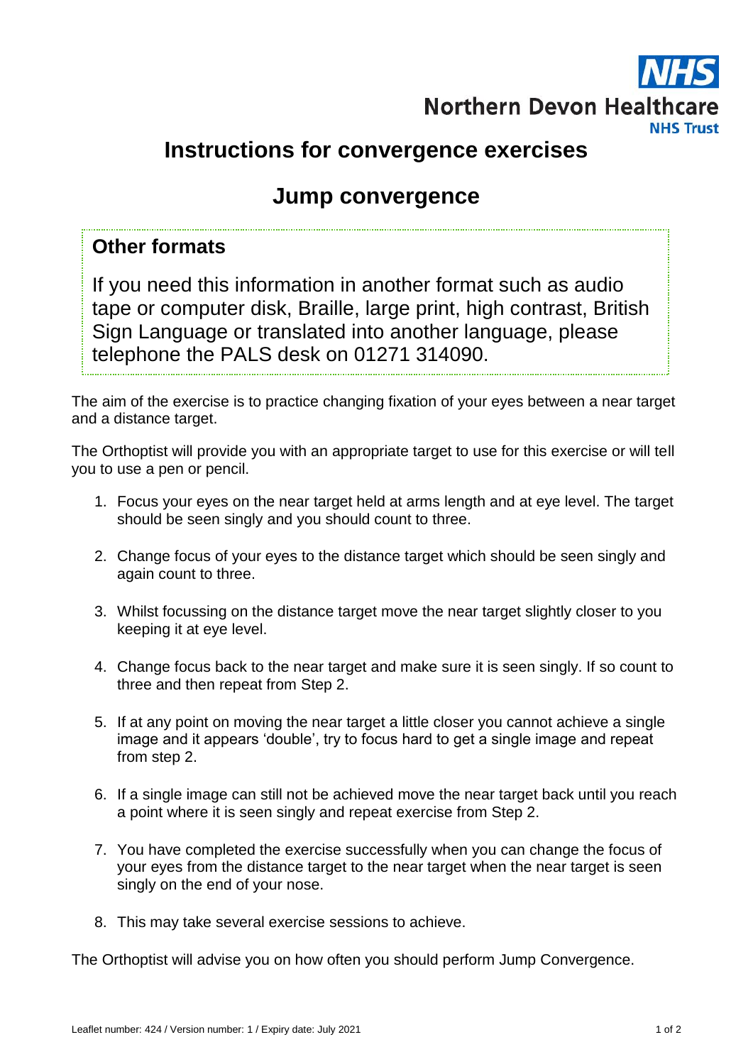NHS
Northern Devon Healthcare
NHS Trust

# Instructions for convergence exercises

## Jump convergence

**Other formats**

If you need this information in another format such as audio tape or computer disk, Braille, large print, high contrast, British Sign Language or translated into another language, please telephone the PALS desk on 01271 314090.

The aim of the exercise is to practice changing fixation of your eyes between a near target and a distance target.

The Orthoptist will provide you with an appropriate target to use for this exercise or will tell you to use a pen or pencil.

1. Focus your eyes on the near target held at arms length and at eye level. The target should be seen singly and you should count to three.
2. Change focus of your eyes to the distance target which should be seen singly and again count to three.
3. Whilst focussing on the distance target move the near target slightly closer to you keeping it at eye level.
4. Change focus back to the near target and make sure it is seen singly. If so count to three and then repeat from Step 2.
5. If at any point on moving the near target a little closer you cannot achieve a single image and it appears 'double', try to focus hard to get a single image and repeat from step 2.
6. If a single image can still not be achieved move the near target back until you reach a point where it is seen singly and repeat exercise from Step 2.
7. You have completed the exercise successfully when you can change the focus of your eyes from the distance target to the near target when the near target is seen singly on the end of your nose.
8. This may take several exercise sessions to achieve.

The Orthoptist will advise you on how often you should perform Jump Convergence.

Leaflet number: 424 / Version number: 1 / Expiry date: July 2021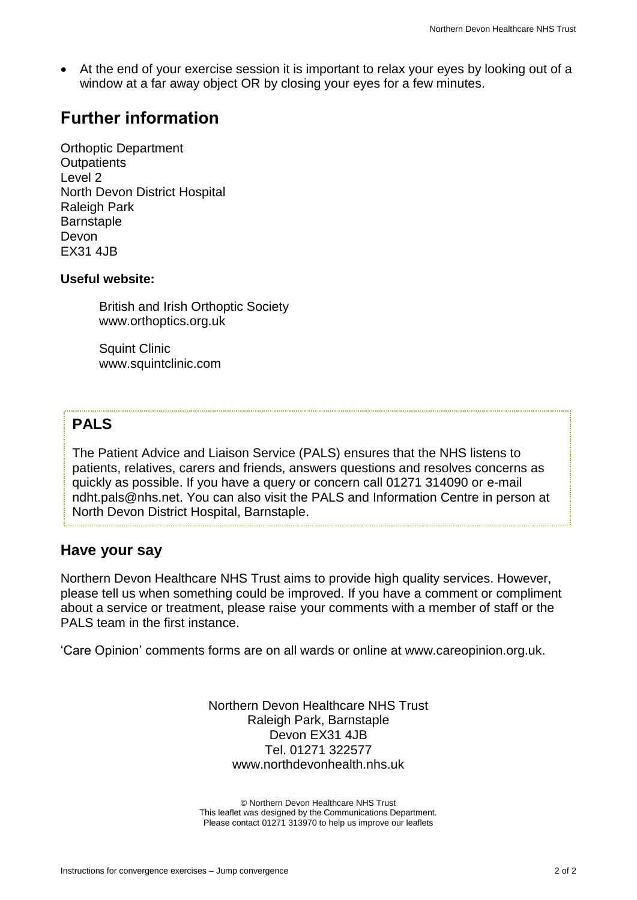- At the end of your exercise session it is important to relax your eyes by looking out of a window at a far away object OR by closing your eyes for a few minutes.

## Further information

Orthoptic Department
Outpatients
Level 2
North Devon District Hospital
Raleigh Park
Barnstaple
Devon
EX31 4JB

**Useful website:**

British and Irish Orthoptic Society
www.orthoptics.org.uk

Squint Clinic
www.squintclinic.com

## PALS

The Patient Advice and Liaison Service (PALS) ensures that the NHS listens to patients, relatives, carers and friends, answers questions and resolves concerns as quickly as possible. If you have a query or concern call 01271 314090 or e-mail ndht.pals@nhs.net. You can also visit the PALS and Information Centre in person at North Devon District Hospital, Barnstaple.

## Have your say

Northern Devon Healthcare NHS Trust aims to provide high quality services. However, please tell us when something could be improved. If you have a comment or compliment about a service or treatment, please raise your comments with a member of staff or the PALS team in the first instance.

'Care Opinion' comments forms are on all wards or online at www.careopinion.org.uk.

Northern Devon Healthcare NHS Trust
Raleigh Park, Barnstaple
Devon EX31 4JB
Tel. 01271 322577
www.northdevonhealth.nhs.uk

© Northern Devon Healthcare NHS Trust
This leaflet was designed by the Communications Department.
Please contact 01271 313970 to help us improve our leaflets